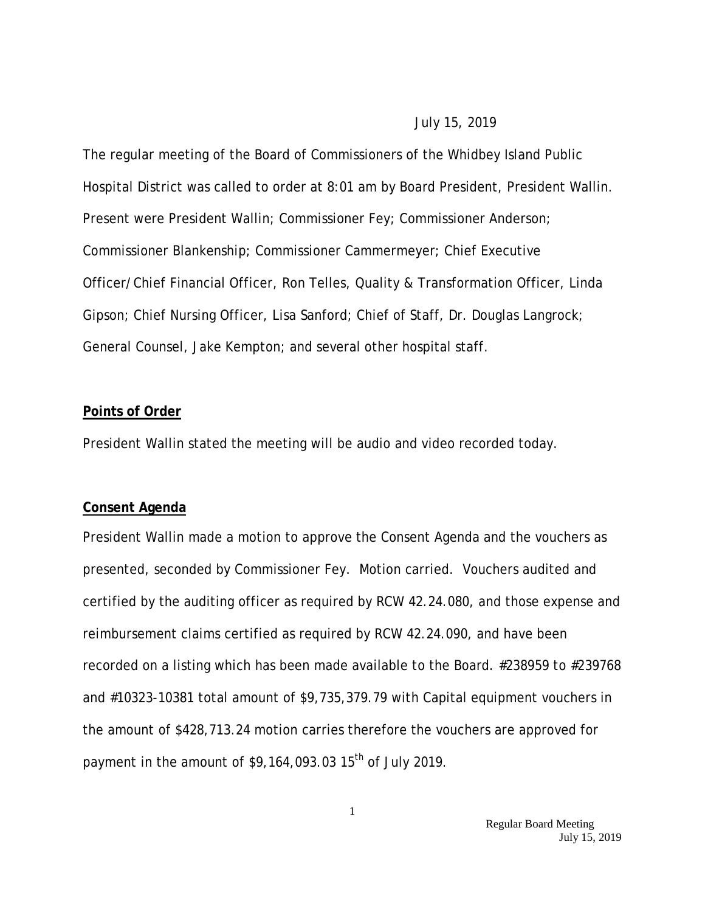July 15, 2019

The regular meeting of the Board of Commissioners of the Whidbey Island Public Hospital District was called to order at 8:01 am by Board President, President Wallin. Present were President Wallin; Commissioner Fey; Commissioner Anderson; Commissioner Blankenship; Commissioner Cammermeyer; Chief Executive Officer/Chief Financial Officer, Ron Telles, Quality & Transformation Officer, Linda Gipson; Chief Nursing Officer, Lisa Sanford; Chief of Staff, Dr. Douglas Langrock; General Counsel, Jake Kempton; and several other hospital staff.

**Points of Order**

President Wallin stated the meeting will be audio and video recorded today.

**Consent Agenda**

President Wallin made a motion to approve the Consent Agenda and the vouchers as presented, seconded by Commissioner Fey. Motion carried. Vouchers audited and certified by the auditing officer as required by RCW 42.24.080, and those expense and reimbursement claims certified as required by RCW 42.24.090, and have been recorded on a listing which has been made available to the Board. #238959 to #239768 and #10323-10381 total amount of $9,735,379.79 with Capital equipment vouchers in the amount of $428,713.24 motion carries therefore the vouchers are approved for payment in the amount of $9,164,093.03 15th of July 2019.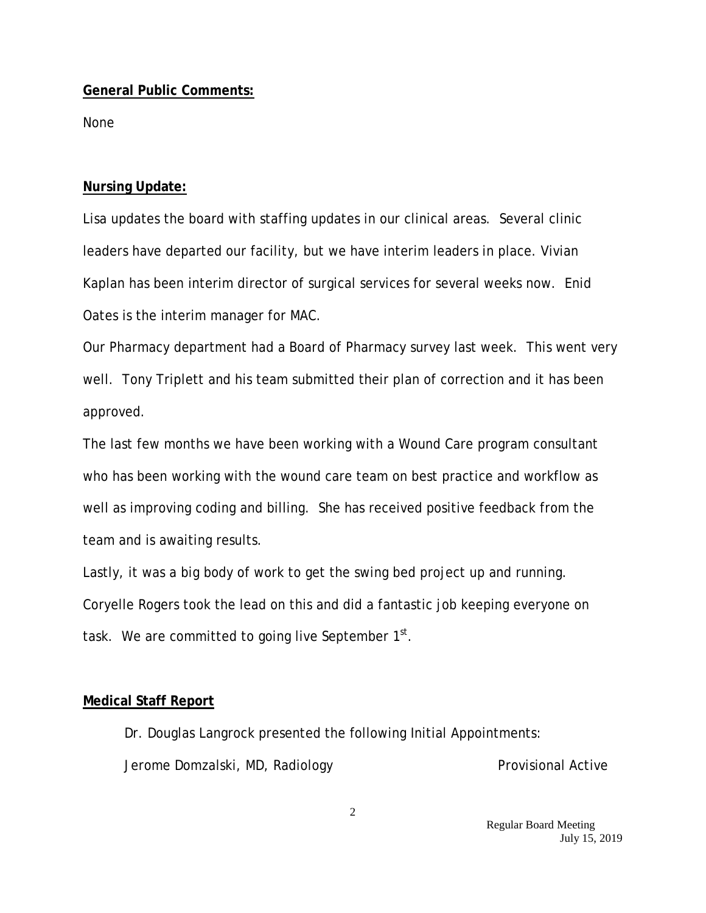**General Public Comments:**

None

**Nursing Update:**

Lisa updates the board with staffing updates in our clinical areas. Several clinic leaders have departed our facility, but we have interim leaders in place. Vivian Kaplan has been interim director of surgical services for several weeks now. Enid Oates is the interim manager for MAC.

Our Pharmacy department had a Board of Pharmacy survey last week. This went very well. Tony Triplett and his team submitted their plan of correction and it has been approved.

The last few months we have been working with a Wound Care program consultant who has been working with the wound care team on best practice and workflow as well as improving coding and billing. She has received positive feedback from the team and is awaiting results.

Lastly, it was a big body of work to get the swing bed project up and running. Coryelle Rogers took the lead on this and did a fantastic job keeping everyone on task. We are committed to going live September 1st.

**Medical Staff Report**

Dr. Douglas Langrock presented the following Initial Appointments:

Jerome Domzalski, MD, Radiology — Provisional Active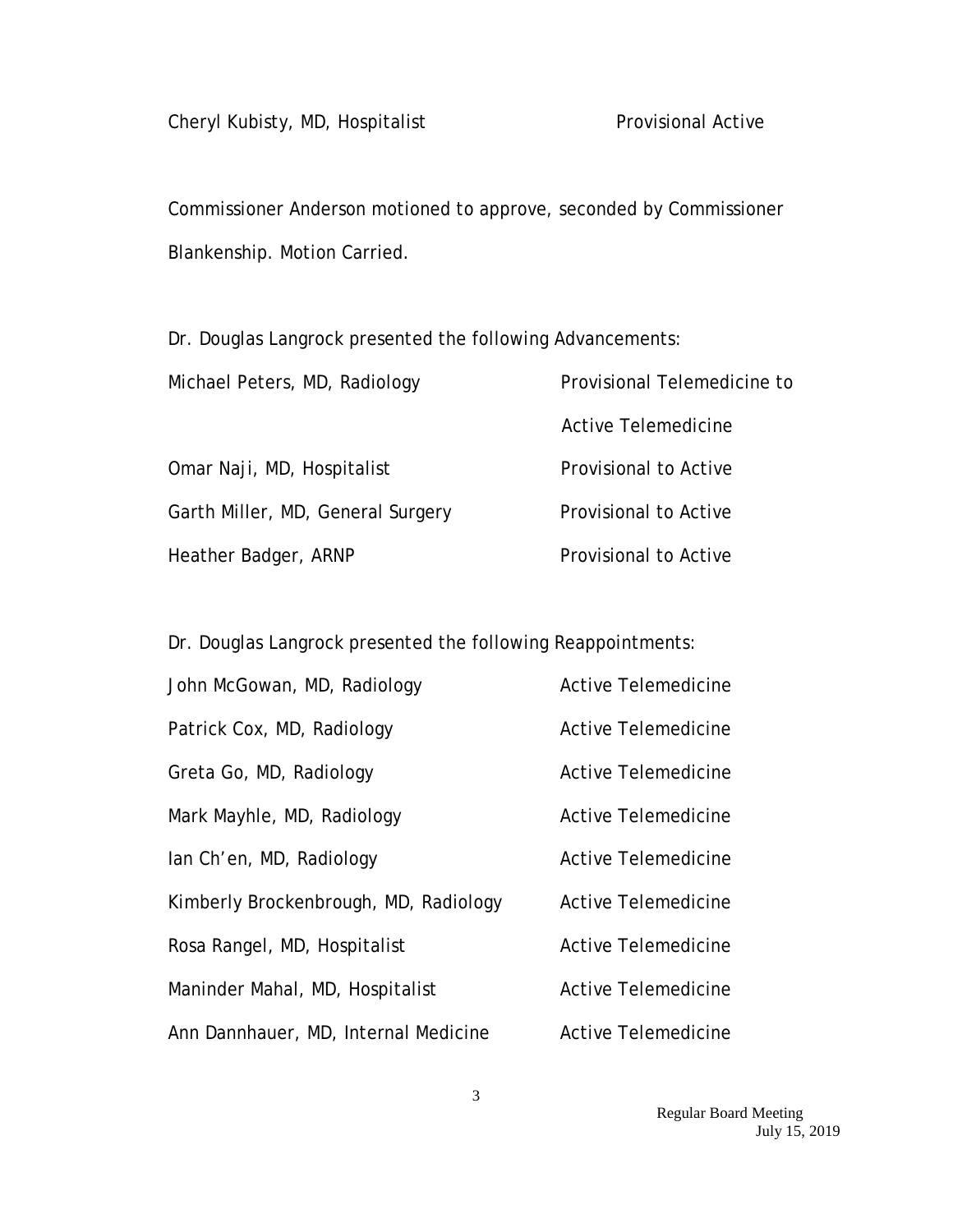Cheryl Kubisty, MD, Hospitalist — Provisional Active

Commissioner Anderson motioned to approve, seconded by Commissioner Blankenship. Motion Carried.

Dr. Douglas Langrock presented the following Advancements:

| | |
|---|---|
| Michael Peters, MD, Radiology | Provisional Telemedicine to Active Telemedicine |
| Omar Naji, MD, Hospitalist | Provisional to Active |
| Garth Miller, MD, General Surgery | Provisional to Active |
| Heather Badger, ARNP | Provisional to Active |

Dr. Douglas Langrock presented the following Reappointments:

| | |
|---|---|
| John McGowan, MD, Radiology | Active Telemedicine |
| Patrick Cox, MD, Radiology | Active Telemedicine |
| Greta Go, MD, Radiology | Active Telemedicine |
| Mark Mayhle, MD, Radiology | Active Telemedicine |
| Ian Ch'en, MD, Radiology | Active Telemedicine |
| Kimberly Brockenbrough, MD, Radiology | Active Telemedicine |
| Rosa Rangel, MD, Hospitalist | Active Telemedicine |
| Maninder Mahal, MD, Hospitalist | Active Telemedicine |
| Ann Dannhauer, MD, Internal Medicine | Active Telemedicine |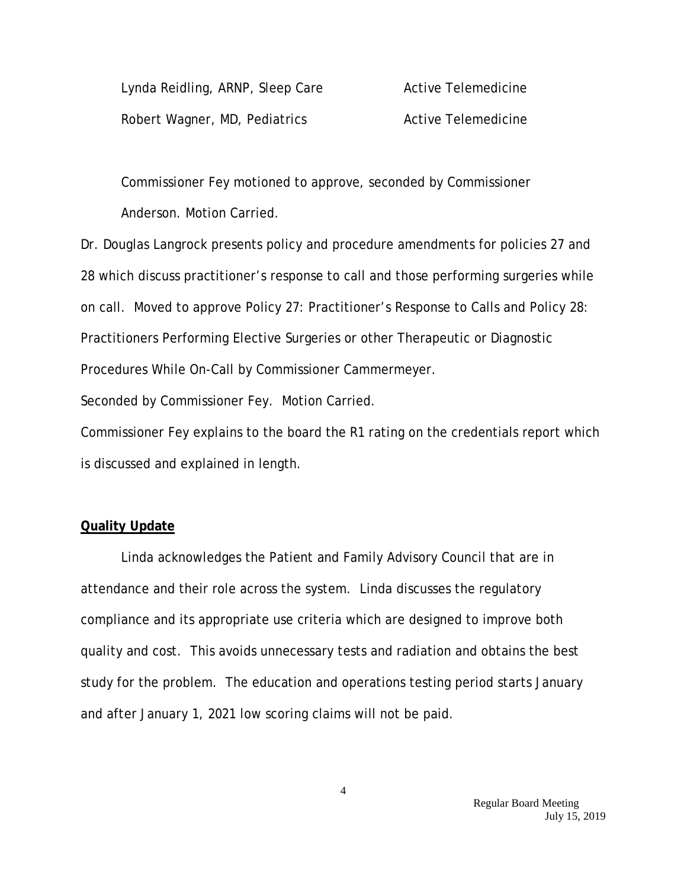| | |
|---|---|
| Lynda Reidling, ARNP, Sleep Care | Active Telemedicine |
| Robert Wagner, MD, Pediatrics | Active Telemedicine |

Commissioner Fey motioned to approve, seconded by Commissioner Anderson. Motion Carried.

Dr. Douglas Langrock presents policy and procedure amendments for policies 27 and 28 which discuss practitioner's response to call and those performing surgeries while on call. Moved to approve Policy 27: Practitioner's Response to Calls and Policy 28: Practitioners Performing Elective Surgeries or other Therapeutic or Diagnostic Procedures While On-Call by Commissioner Cammermeyer.

Seconded by Commissioner Fey. Motion Carried.

Commissioner Fey explains to the board the R1 rating on the credentials report which is discussed and explained in length.

**Quality Update**

Linda acknowledges the Patient and Family Advisory Council that are in attendance and their role across the system. Linda discusses the regulatory compliance and its appropriate use criteria which are designed to improve both quality and cost. This avoids unnecessary tests and radiation and obtains the best study for the problem. The education and operations testing period starts January and after January 1, 2021 low scoring claims will not be paid.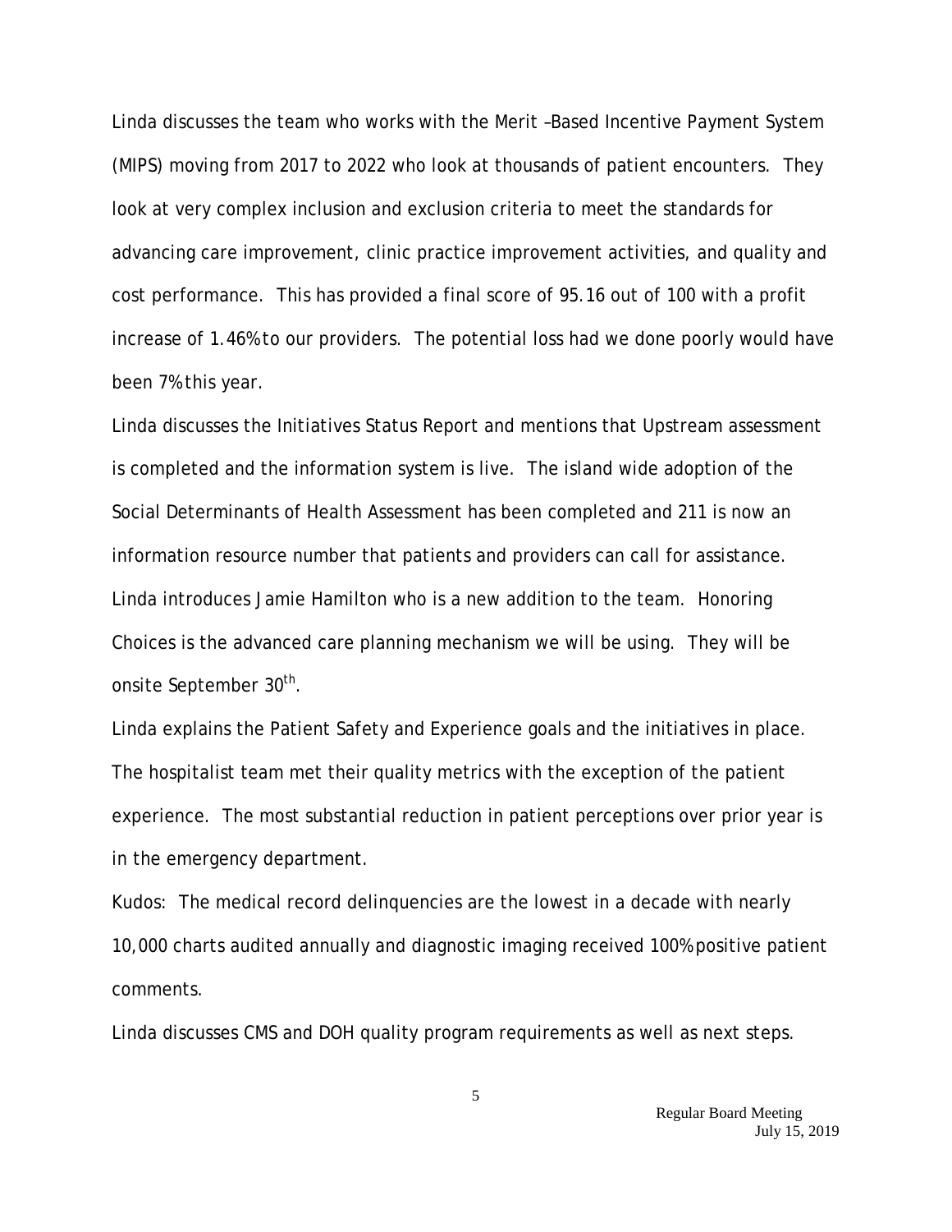Linda discusses the team who works with the Merit –Based Incentive Payment System (MIPS) moving from 2017 to 2022 who look at thousands of patient encounters. They look at very complex inclusion and exclusion criteria to meet the standards for advancing care improvement, clinic practice improvement activities, and quality and cost performance. This has provided a final score of 95.16 out of 100 with a profit increase of 1.46% to our providers. The potential loss had we done poorly would have been 7% this year.

Linda discusses the Initiatives Status Report and mentions that Upstream assessment is completed and the information system is live. The island wide adoption of the Social Determinants of Health Assessment has been completed and 211 is now an information resource number that patients and providers can call for assistance. Linda introduces Jamie Hamilton who is a new addition to the team. Honoring Choices is the advanced care planning mechanism we will be using. They will be onsite September 30th.

Linda explains the Patient Safety and Experience goals and the initiatives in place. The hospitalist team met their quality metrics with the exception of the patient experience. The most substantial reduction in patient perceptions over prior year is in the emergency department.

Kudos: The medical record delinquencies are the lowest in a decade with nearly 10,000 charts audited annually and diagnostic imaging received 100% positive patient comments.

Linda discusses CMS and DOH quality program requirements as well as next steps.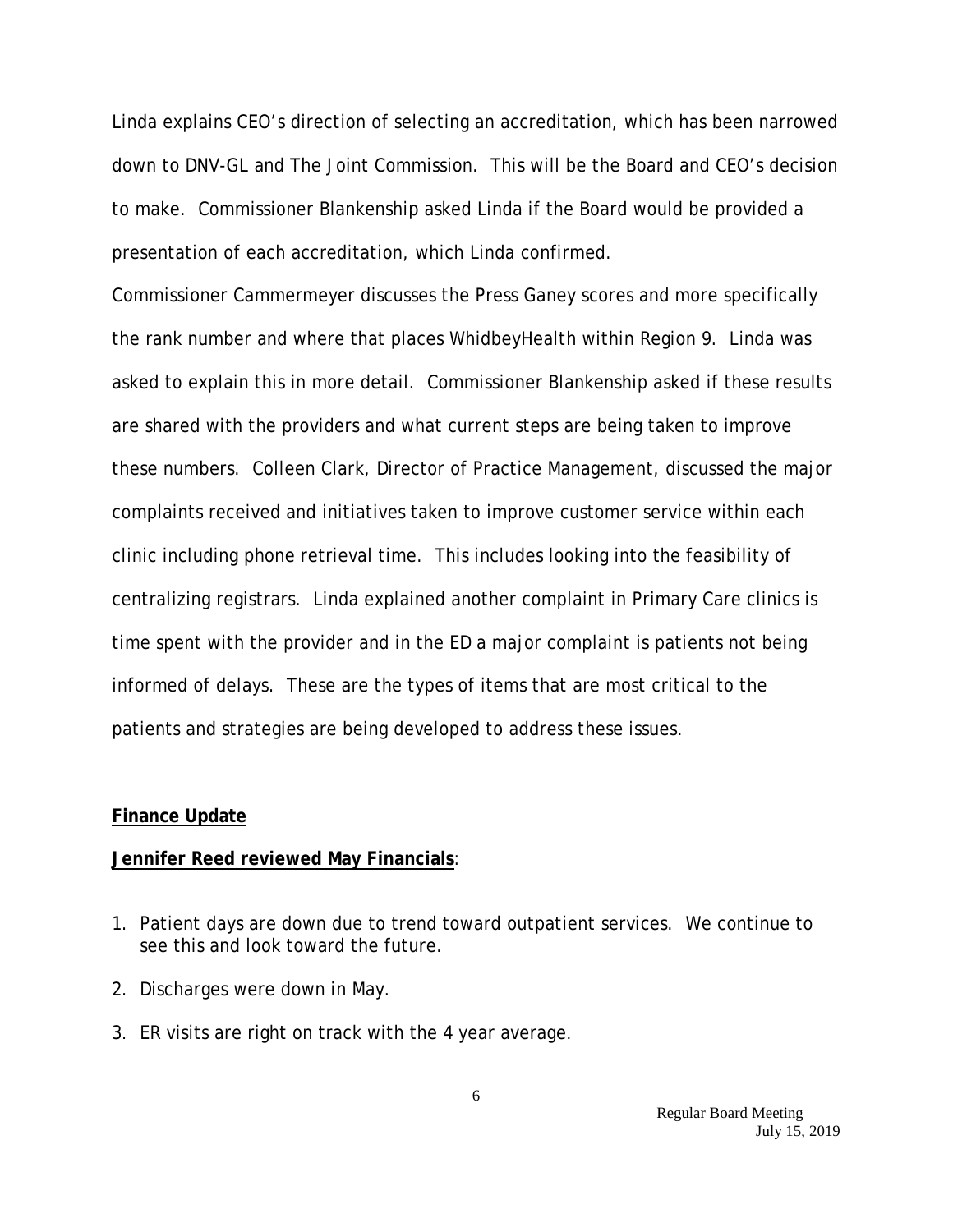Linda explains CEO's direction of selecting an accreditation, which has been narrowed down to DNV-GL and The Joint Commission. This will be the Board and CEO's decision to make. Commissioner Blankenship asked Linda if the Board would be provided a presentation of each accreditation, which Linda confirmed.

Commissioner Cammermeyer discusses the Press Ganey scores and more specifically the rank number and where that places WhidbeyHealth within Region 9. Linda was asked to explain this in more detail. Commissioner Blankenship asked if these results are shared with the providers and what current steps are being taken to improve these numbers. Colleen Clark, Director of Practice Management, discussed the major complaints received and initiatives taken to improve customer service within each clinic including phone retrieval time. This includes looking into the feasibility of centralizing registrars. Linda explained another complaint in Primary Care clinics is time spent with the provider and in the ED a major complaint is patients not being informed of delays. These are the types of items that are most critical to the patients and strategies are being developed to address these issues.

**Finance Update**

**Jennifer Reed reviewed May Financials**:

1. Patient days are down due to trend toward outpatient services. We continue to see this and look toward the future.
2. Discharges were down in May.
3. ER visits are right on track with the 4 year average.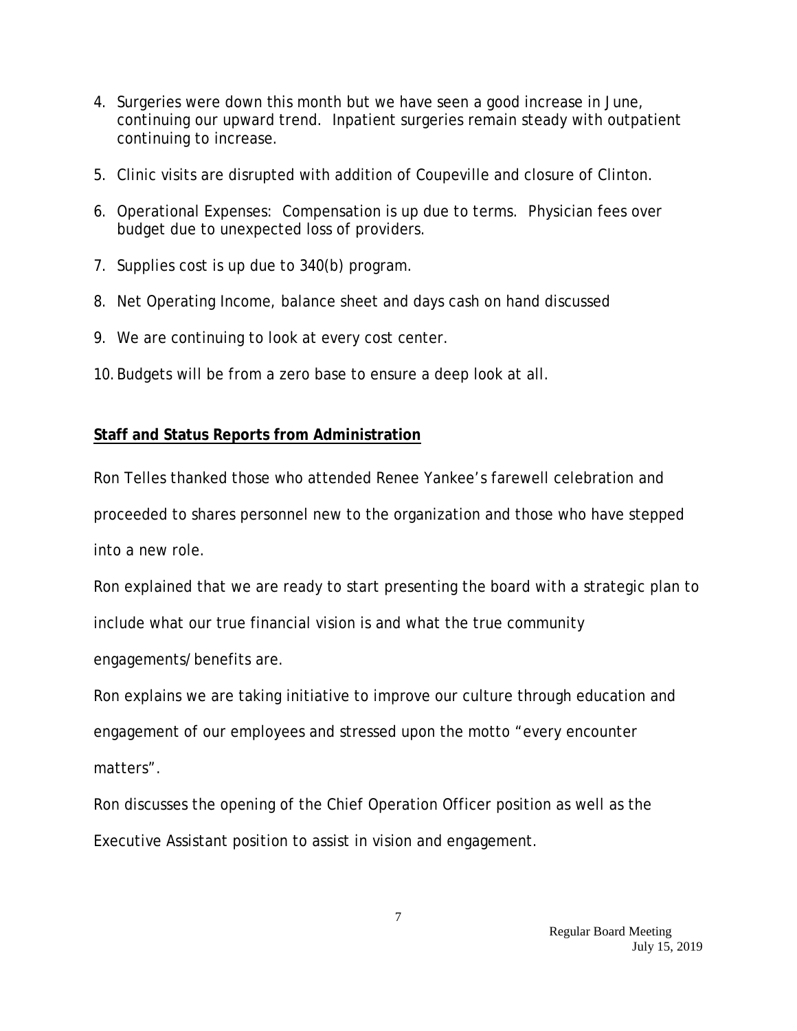4. Surgeries were down this month but we have seen a good increase in June, continuing our upward trend. Inpatient surgeries remain steady with outpatient continuing to increase.

5. Clinic visits are disrupted with addition of Coupeville and closure of Clinton.

6. Operational Expenses: Compensation is up due to terms. Physician fees over budget due to unexpected loss of providers.

7. Supplies cost is up due to 340(b) program.

8. Net Operating Income, balance sheet and days cash on hand discussed

9. We are continuing to look at every cost center.

10. Budgets will be from a zero base to ensure a deep look at all.

**Staff and Status Reports from Administration**

Ron Telles thanked those who attended Renee Yankee's farewell celebration and proceeded to shares personnel new to the organization and those who have stepped into a new role.

Ron explained that we are ready to start presenting the board with a strategic plan to include what our true financial vision is and what the true community engagements/benefits are.

Ron explains we are taking initiative to improve our culture through education and engagement of our employees and stressed upon the motto "every encounter matters".

Ron discusses the opening of the Chief Operation Officer position as well as the Executive Assistant position to assist in vision and engagement.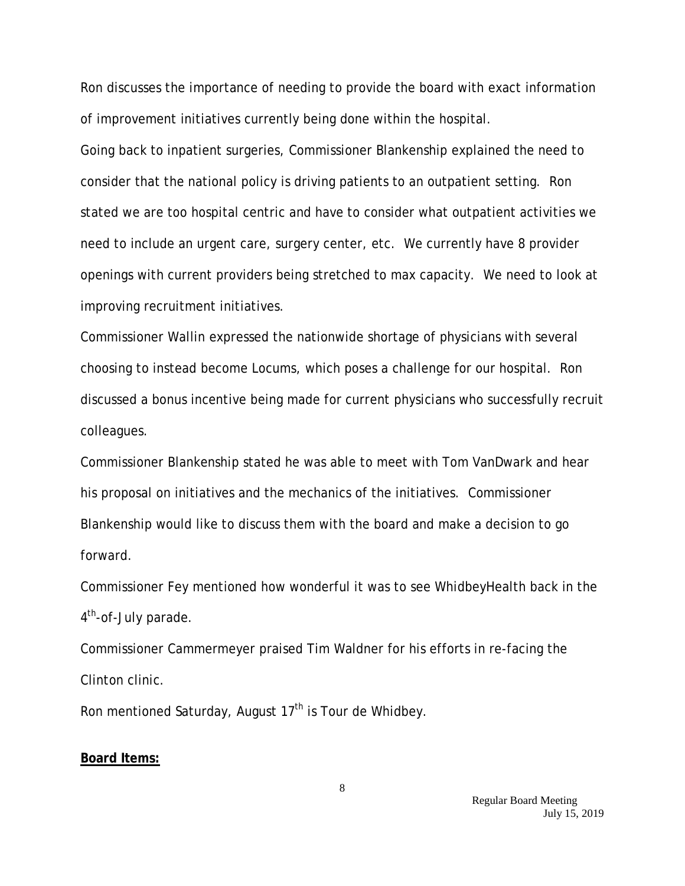Ron discusses the importance of needing to provide the board with exact information of improvement initiatives currently being done within the hospital.

Going back to inpatient surgeries, Commissioner Blankenship explained the need to consider that the national policy is driving patients to an outpatient setting. Ron stated we are too hospital centric and have to consider what outpatient activities we need to include an urgent care, surgery center, etc. We currently have 8 provider openings with current providers being stretched to max capacity. We need to look at improving recruitment initiatives.

Commissioner Wallin expressed the nationwide shortage of physicians with several choosing to instead become Locums, which poses a challenge for our hospital. Ron discussed a bonus incentive being made for current physicians who successfully recruit colleagues.

Commissioner Blankenship stated he was able to meet with Tom VanDwark and hear his proposal on initiatives and the mechanics of the initiatives. Commissioner Blankenship would like to discuss them with the board and make a decision to go forward.

Commissioner Fey mentioned how wonderful it was to see WhidbeyHealth back in the 4th-of-July parade.

Commissioner Cammermeyer praised Tim Waldner for his efforts in re-facing the Clinton clinic.

Ron mentioned Saturday, August 17th is Tour de Whidbey.

**Board Items:**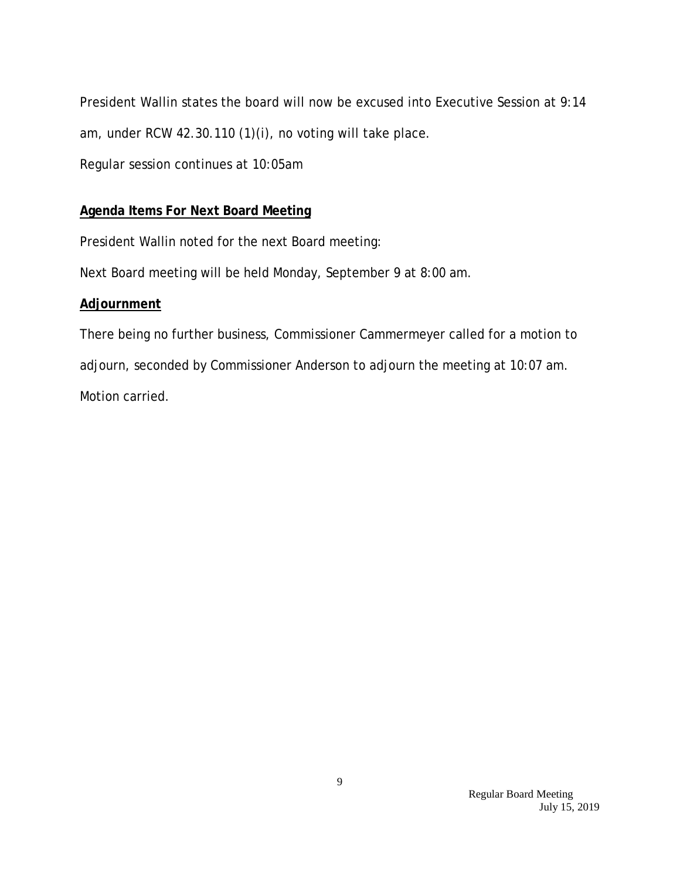President Wallin states the board will now be excused into Executive Session at 9:14 am, under RCW 42.30.110 (1)(i), no voting will take place.

Regular session continues at 10:05am

**Agenda Items For Next Board Meeting**

President Wallin noted for the next Board meeting:

Next Board meeting will be held Monday, September 9 at 8:00 am.

**Adjournment**

There being no further business, Commissioner Cammermeyer called for a motion to adjourn, seconded by Commissioner Anderson to adjourn the meeting at 10:07 am. Motion carried.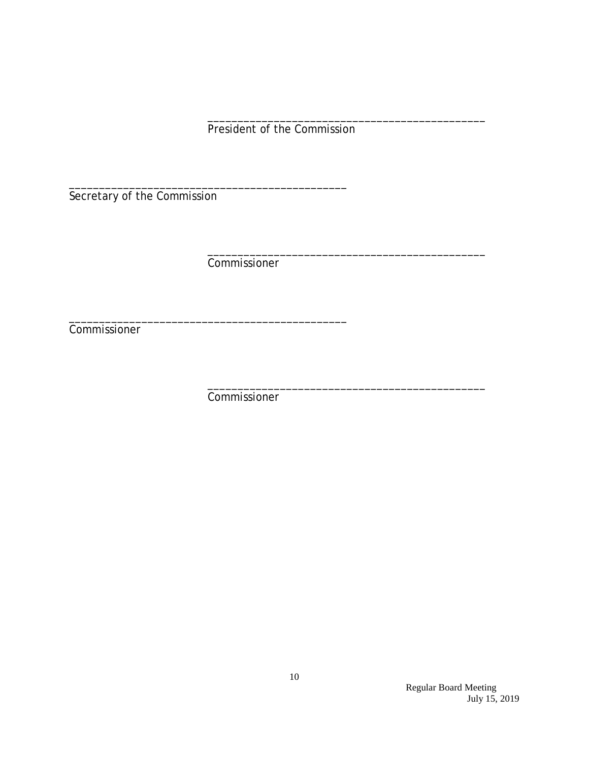_______________________________________________
President of the Commission

_______________________________________________
Secretary of the Commission

_______________________________________________
Commissioner

_______________________________________________
Commissioner

_______________________________________________
Commissioner